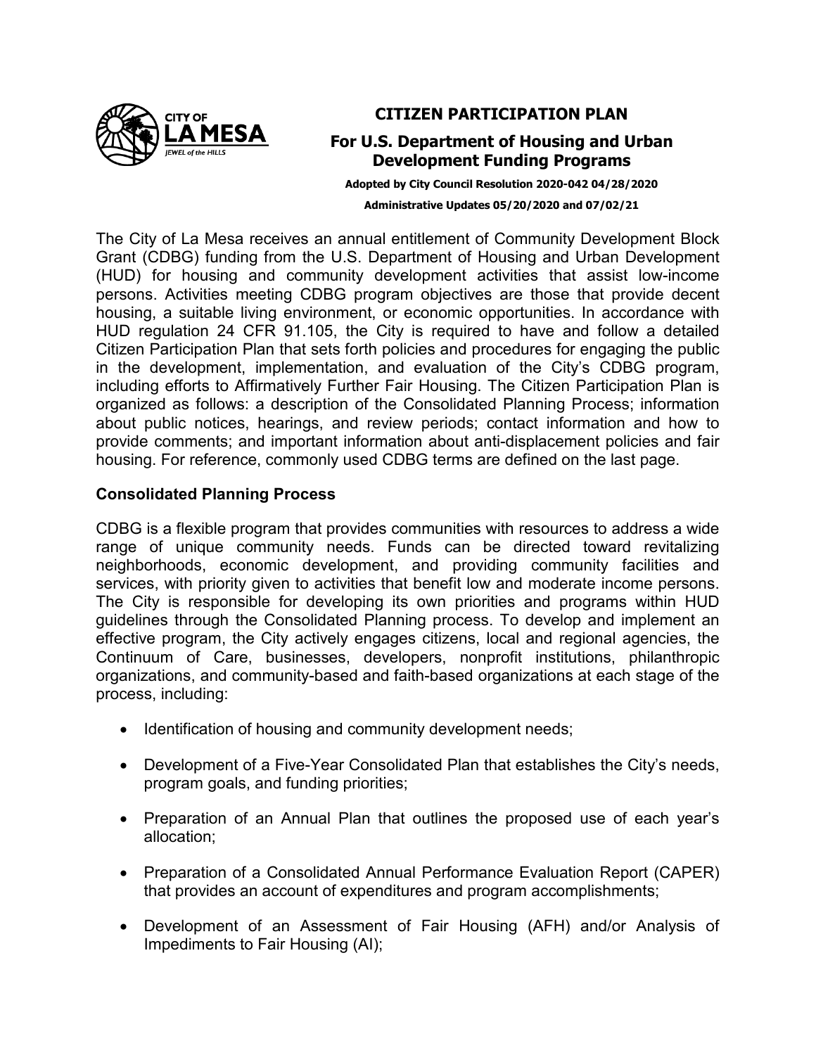# CITIZEN PARTICIPATION PLAN

## For U.S. Department of Housing and Urban Development Funding Programs

**Adopted by City Council Resolution 2020-042 04/28/2020**

**Administrative Updates 05/20/2020 and 07/02/21**

The City of La Mesa receives an annual entitlement of Community Development Block Grant (CDBG) funding from the U.S. Department of Housing and Urban Development (HUD) for housing and community development activities that assist low-income persons. Activities meeting CDBG program objectives are those that provide decent housing, a suitable living environment, or economic opportunities. In accordance with HUD regulation 24 CFR 91.105, the City is required to have and follow a detailed Citizen Participation Plan that sets forth policies and procedures for engaging the public in the development, implementation, and evaluation of the City's CDBG program, including efforts to Affirmatively Further Fair Housing. The Citizen Participation Plan is organized as follows: a description of the Consolidated Planning Process; information about public notices, hearings, and review periods; contact information and how to provide comments; and important information about anti-displacement policies and fair housing. For reference, commonly used CDBG terms are defined on the last page.

### Consolidated Planning Process

CDBG is a flexible program that provides communities with resources to address a wide range of unique community needs. Funds can be directed toward revitalizing neighborhoods, economic development, and providing community facilities and services, with priority given to activities that benefit low and moderate income persons. The City is responsible for developing its own priorities and programs within HUD guidelines through the Consolidated Planning process. To develop and implement an effective program, the City actively engages citizens, local and regional agencies, the Continuum of Care, businesses, developers, nonprofit institutions, philanthropic organizations, and community-based and faith-based organizations at each stage of the process, including:

- Identification of housing and community development needs;
- Development of a Five-Year Consolidated Plan that establishes the City's needs, program goals, and funding priorities;
- Preparation of an Annual Plan that outlines the proposed use of each year's allocation;
- Preparation of a Consolidated Annual Performance Evaluation Report (CAPER) that provides an account of expenditures and program accomplishments;
- Development of an Assessment of Fair Housing (AFH) and/or Analysis of Impediments to Fair Housing (AI);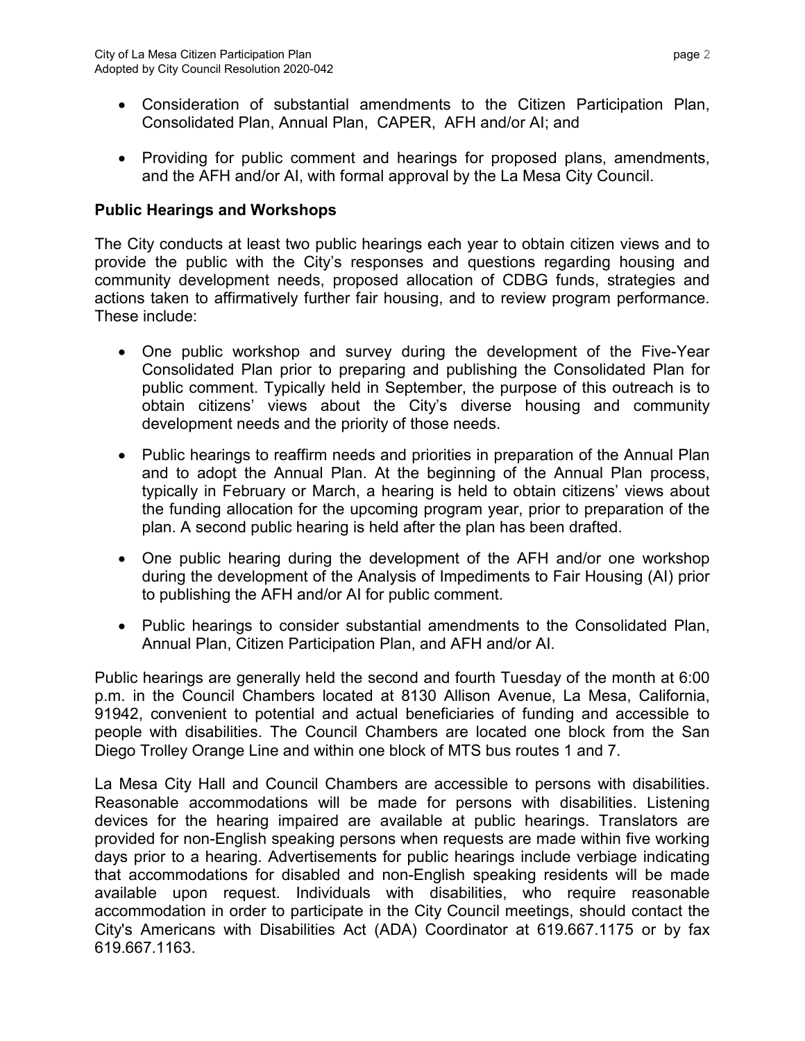- Consideration of substantial amendments to the Citizen Participation Plan, Consolidated Plan, Annual Plan, CAPER, AFH and/or AI; and
- Providing for public comment and hearings for proposed plans, amendments, and the AFH and/or AI, with formal approval by the La Mesa City Council.

**Public Hearings and Workshops**

The City conducts at least two public hearings each year to obtain citizen views and to provide the public with the City's responses and questions regarding housing and community development needs, proposed allocation of CDBG funds, strategies and actions taken to affirmatively further fair housing, and to review program performance. These include:

- One public workshop and survey during the development of the Five-Year Consolidated Plan prior to preparing and publishing the Consolidated Plan for public comment. Typically held in September, the purpose of this outreach is to obtain citizens' views about the City's diverse housing and community development needs and the priority of those needs.
- Public hearings to reaffirm needs and priorities in preparation of the Annual Plan and to adopt the Annual Plan. At the beginning of the Annual Plan process, typically in February or March, a hearing is held to obtain citizens' views about the funding allocation for the upcoming program year, prior to preparation of the plan. A second public hearing is held after the plan has been drafted.
- One public hearing during the development of the AFH and/or one workshop during the development of the Analysis of Impediments to Fair Housing (AI) prior to publishing the AFH and/or AI for public comment.
- Public hearings to consider substantial amendments to the Consolidated Plan, Annual Plan, Citizen Participation Plan, and AFH and/or AI.

Public hearings are generally held the second and fourth Tuesday of the month at 6:00 p.m. in the Council Chambers located at 8130 Allison Avenue, La Mesa, California, 91942, convenient to potential and actual beneficiaries of funding and accessible to people with disabilities. The Council Chambers are located one block from the San Diego Trolley Orange Line and within one block of MTS bus routes 1 and 7.

La Mesa City Hall and Council Chambers are accessible to persons with disabilities. Reasonable accommodations will be made for persons with disabilities. Listening devices for the hearing impaired are available at public hearings. Translators are provided for non-English speaking persons when requests are made within five working days prior to a hearing. Advertisements for public hearings include verbiage indicating that accommodations for disabled and non-English speaking residents will be made available upon request. Individuals with disabilities, who require reasonable accommodation in order to participate in the City Council meetings, should contact the City's Americans with Disabilities Act (ADA) Coordinator at 619.667.1175 or by fax 619.667.1163.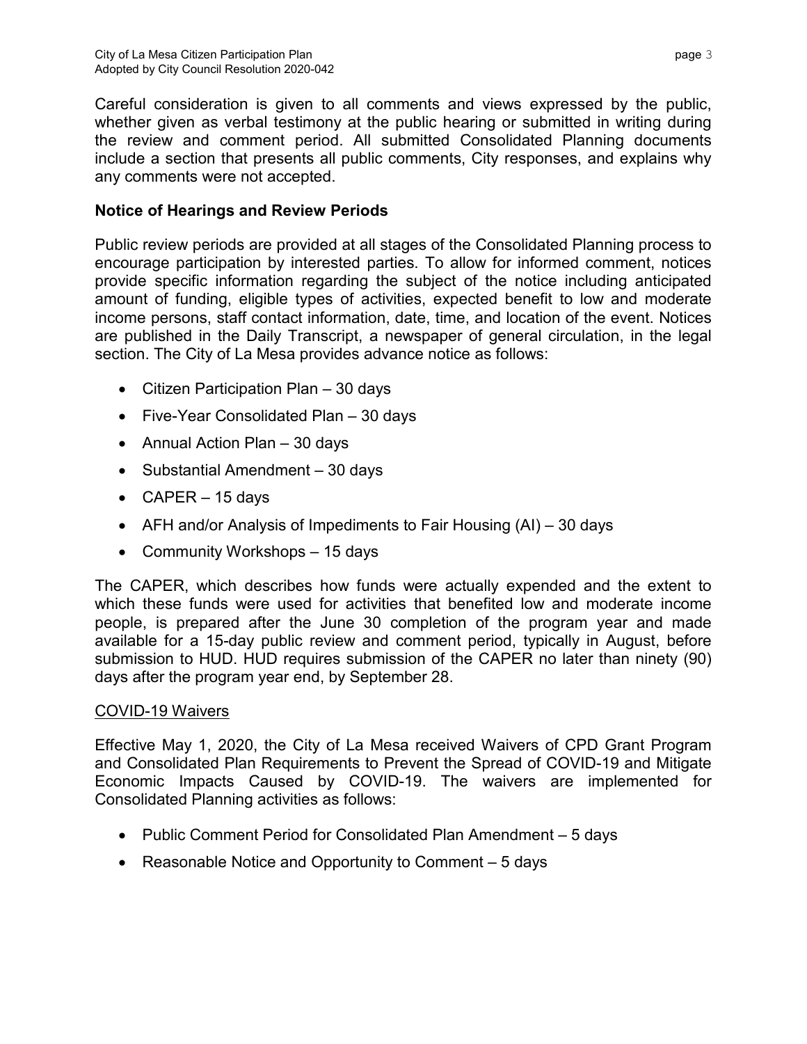Careful consideration is given to all comments and views expressed by the public, whether given as verbal testimony at the public hearing or submitted in writing during the review and comment period. All submitted Consolidated Planning documents include a section that presents all public comments, City responses, and explains why any comments were not accepted.

**Notice of Hearings and Review Periods**

Public review periods are provided at all stages of the Consolidated Planning process to encourage participation by interested parties. To allow for informed comment, notices provide specific information regarding the subject of the notice including anticipated amount of funding, eligible types of activities, expected benefit to low and moderate income persons, staff contact information, date, time, and location of the event. Notices are published in the Daily Transcript, a newspaper of general circulation, in the legal section. The City of La Mesa provides advance notice as follows:

- Citizen Participation Plan – 30 days
- Five-Year Consolidated Plan – 30 days
- Annual Action Plan – 30 days
- Substantial Amendment – 30 days
- CAPER – 15 days
- AFH and/or Analysis of Impediments to Fair Housing (AI) – 30 days
- Community Workshops – 15 days

The CAPER, which describes how funds were actually expended and the extent to which these funds were used for activities that benefited low and moderate income people, is prepared after the June 30 completion of the program year and made available for a 15-day public review and comment period, typically in August, before submission to HUD. HUD requires submission of the CAPER no later than ninety (90) days after the program year end, by September 28.

COVID-19 Waivers

Effective May 1, 2020, the City of La Mesa received Waivers of CPD Grant Program and Consolidated Plan Requirements to Prevent the Spread of COVID-19 and Mitigate Economic Impacts Caused by COVID-19. The waivers are implemented for Consolidated Planning activities as follows:

- Public Comment Period for Consolidated Plan Amendment – 5 days
- Reasonable Notice and Opportunity to Comment – 5 days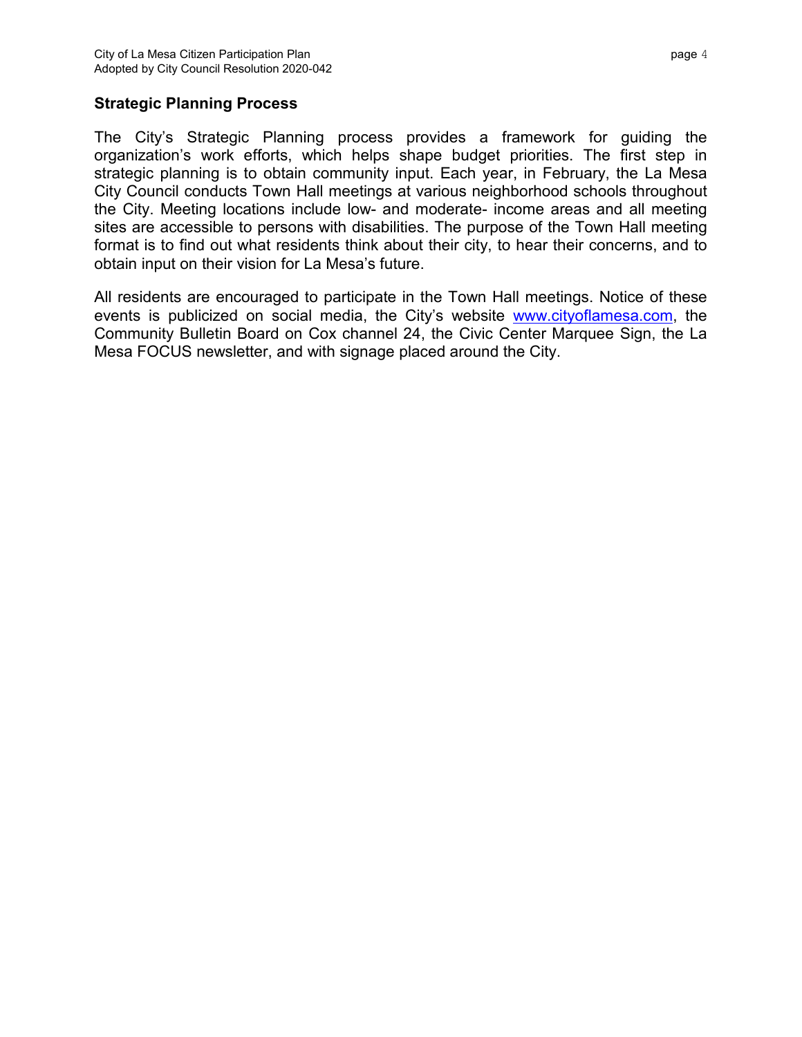## Strategic Planning Process

The City's Strategic Planning process provides a framework for guiding the organization's work efforts, which helps shape budget priorities. The first step in strategic planning is to obtain community input. Each year, in February, the La Mesa City Council conducts Town Hall meetings at various neighborhood schools throughout the City. Meeting locations include low- and moderate- income areas and all meeting sites are accessible to persons with disabilities. The purpose of the Town Hall meeting format is to find out what residents think about their city, to hear their concerns, and to obtain input on their vision for La Mesa's future.

All residents are encouraged to participate in the Town Hall meetings. Notice of these events is publicized on social media, the City's website www.cityoflamesa.com, the Community Bulletin Board on Cox channel 24, the Civic Center Marquee Sign, the La Mesa FOCUS newsletter, and with signage placed around the City.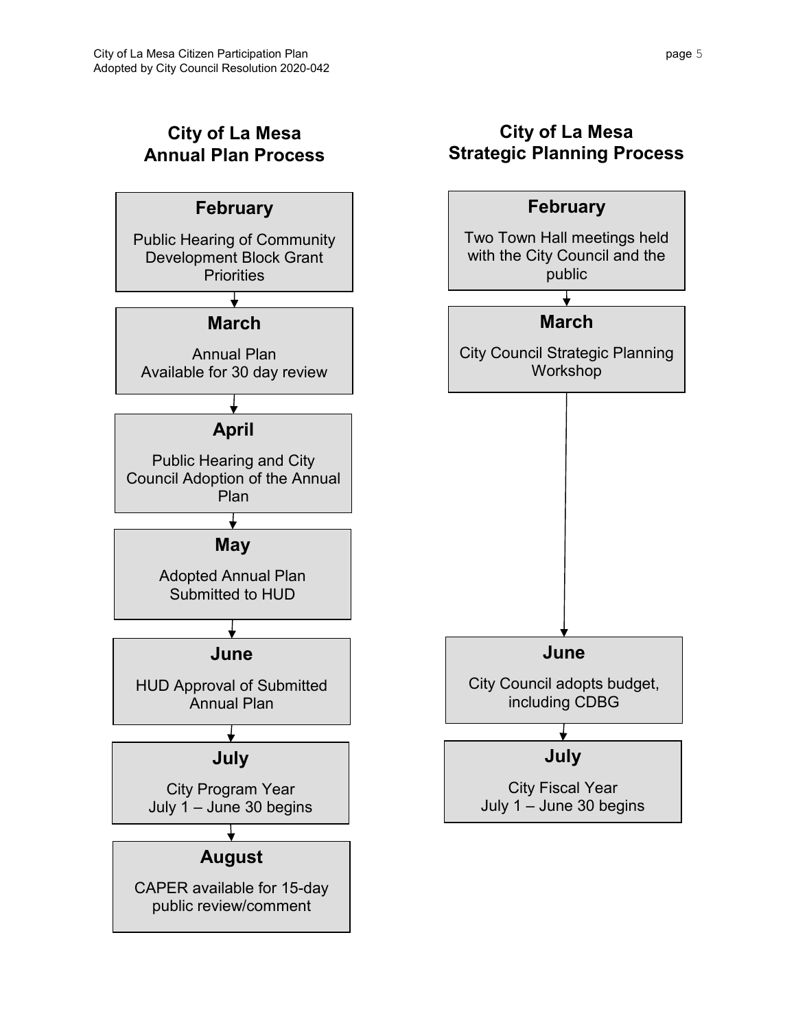## City of La Mesa Annual Plan Process

**February**

Public Hearing of Community Development Block Grant Priorities

↓

**March**

Annual Plan
Available for 30 day review

↓

**April**

Public Hearing and City Council Adoption of the Annual Plan

↓

**May**

Adopted Annual Plan
Submitted to HUD

↓

**June**

HUD Approval of Submitted Annual Plan

↓

**July**

City Program Year
July 1 – June 30 begins

↓

**August**

CAPER available for 15-day public review/comment

## City of La Mesa Strategic Planning Process

**February**

Two Town Hall meetings held with the City Council and the public

↓

**March**

City Council Strategic Planning Workshop

↓

**June**

City Council adopts budget, including CDBG

↓

**July**

City Fiscal Year
July 1 – June 30 begins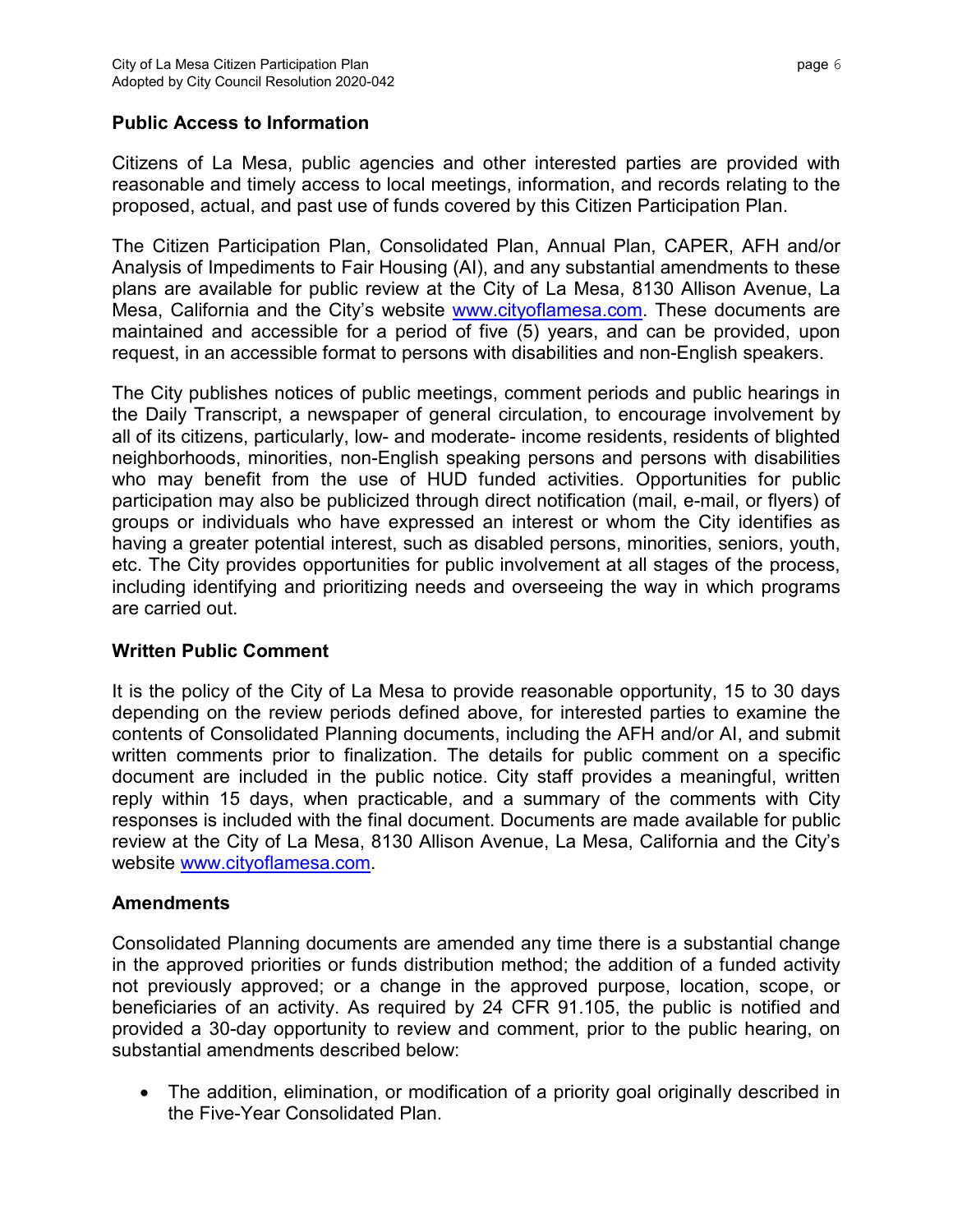## Public Access to Information

Citizens of La Mesa, public agencies and other interested parties are provided with reasonable and timely access to local meetings, information, and records relating to the proposed, actual, and past use of funds covered by this Citizen Participation Plan.

The Citizen Participation Plan, Consolidated Plan, Annual Plan, CAPER, AFH and/or Analysis of Impediments to Fair Housing (AI), and any substantial amendments to these plans are available for public review at the City of La Mesa, 8130 Allison Avenue, La Mesa, California and the City's website www.cityoflamesa.com. These documents are maintained and accessible for a period of five (5) years, and can be provided, upon request, in an accessible format to persons with disabilities and non-English speakers.

The City publishes notices of public meetings, comment periods and public hearings in the Daily Transcript, a newspaper of general circulation, to encourage involvement by all of its citizens, particularly, low- and moderate- income residents, residents of blighted neighborhoods, minorities, non-English speaking persons and persons with disabilities who may benefit from the use of HUD funded activities. Opportunities for public participation may also be publicized through direct notification (mail, e-mail, or flyers) of groups or individuals who have expressed an interest or whom the City identifies as having a greater potential interest, such as disabled persons, minorities, seniors, youth, etc. The City provides opportunities for public involvement at all stages of the process, including identifying and prioritizing needs and overseeing the way in which programs are carried out.

## Written Public Comment

It is the policy of the City of La Mesa to provide reasonable opportunity, 15 to 30 days depending on the review periods defined above, for interested parties to examine the contents of Consolidated Planning documents, including the AFH and/or AI, and submit written comments prior to finalization. The details for public comment on a specific document are included in the public notice. City staff provides a meaningful, written reply within 15 days, when practicable, and a summary of the comments with City responses is included with the final document. Documents are made available for public review at the City of La Mesa, 8130 Allison Avenue, La Mesa, California and the City's website www.cityoflamesa.com.

## Amendments

Consolidated Planning documents are amended any time there is a substantial change in the approved priorities or funds distribution method; the addition of a funded activity not previously approved; or a change in the approved purpose, location, scope, or beneficiaries of an activity. As required by 24 CFR 91.105, the public is notified and provided a 30-day opportunity to review and comment, prior to the public hearing, on substantial amendments described below:

- The addition, elimination, or modification of a priority goal originally described in the Five-Year Consolidated Plan.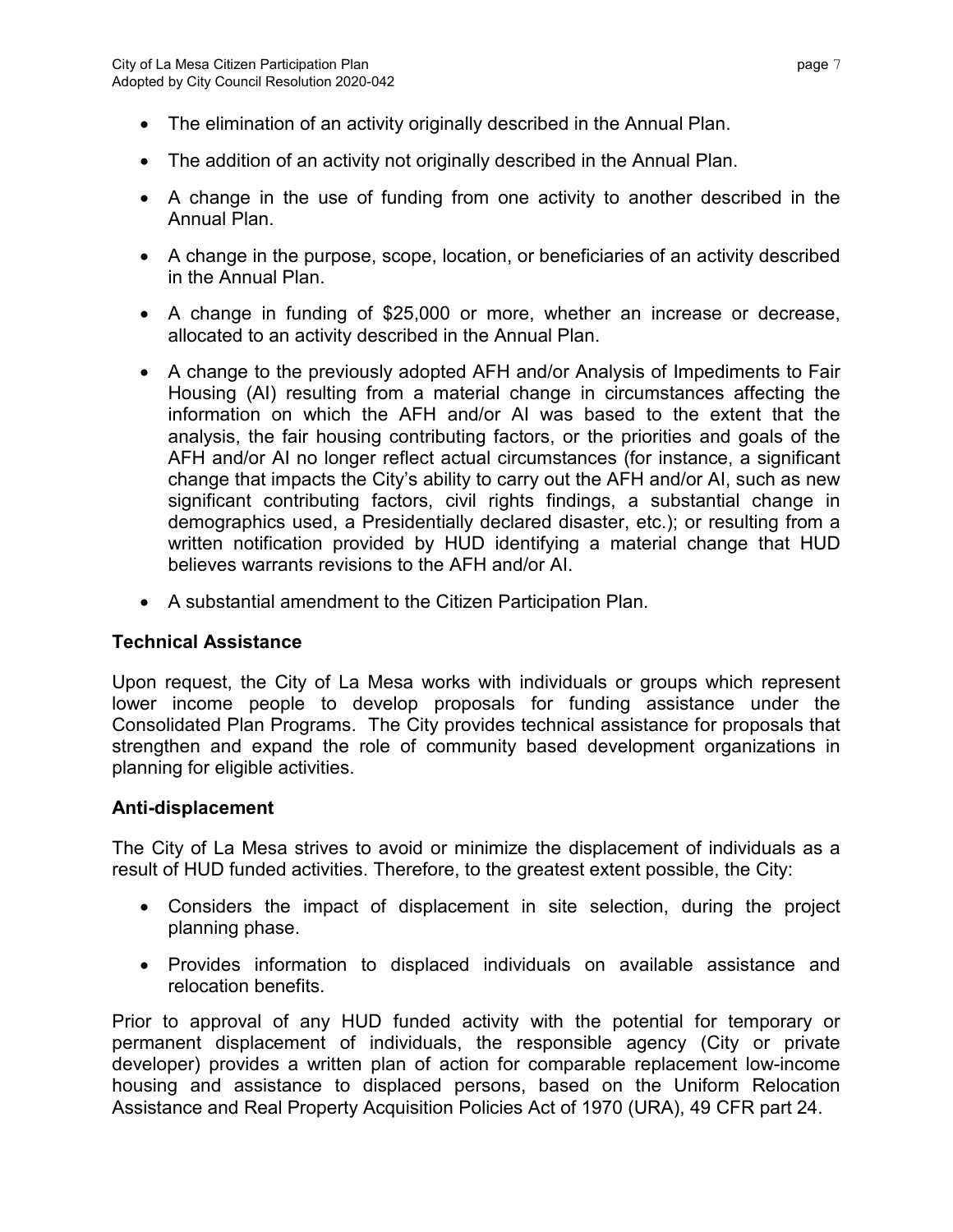- The elimination of an activity originally described in the Annual Plan.
- The addition of an activity not originally described in the Annual Plan.
- A change in the use of funding from one activity to another described in the Annual Plan.
- A change in the purpose, scope, location, or beneficiaries of an activity described in the Annual Plan.
- A change in funding of $25,000 or more, whether an increase or decrease, allocated to an activity described in the Annual Plan.
- A change to the previously adopted AFH and/or Analysis of Impediments to Fair Housing (AI) resulting from a material change in circumstances affecting the information on which the AFH and/or AI was based to the extent that the analysis, the fair housing contributing factors, or the priorities and goals of the AFH and/or AI no longer reflect actual circumstances (for instance, a significant change that impacts the City's ability to carry out the AFH and/or AI, such as new significant contributing factors, civil rights findings, a substantial change in demographics used, a Presidentially declared disaster, etc.); or resulting from a written notification provided by HUD identifying a material change that HUD believes warrants revisions to the AFH and/or AI.
- A substantial amendment to the Citizen Participation Plan.

## Technical Assistance

Upon request, the City of La Mesa works with individuals or groups which represent lower income people to develop proposals for funding assistance under the Consolidated Plan Programs. The City provides technical assistance for proposals that strengthen and expand the role of community based development organizations in planning for eligible activities.

## Anti-displacement

The City of La Mesa strives to avoid or minimize the displacement of individuals as a result of HUD funded activities. Therefore, to the greatest extent possible, the City:

- Considers the impact of displacement in site selection, during the project planning phase.
- Provides information to displaced individuals on available assistance and relocation benefits.

Prior to approval of any HUD funded activity with the potential for temporary or permanent displacement of individuals, the responsible agency (City or private developer) provides a written plan of action for comparable replacement low-income housing and assistance to displaced persons, based on the Uniform Relocation Assistance and Real Property Acquisition Policies Act of 1970 (URA), 49 CFR part 24.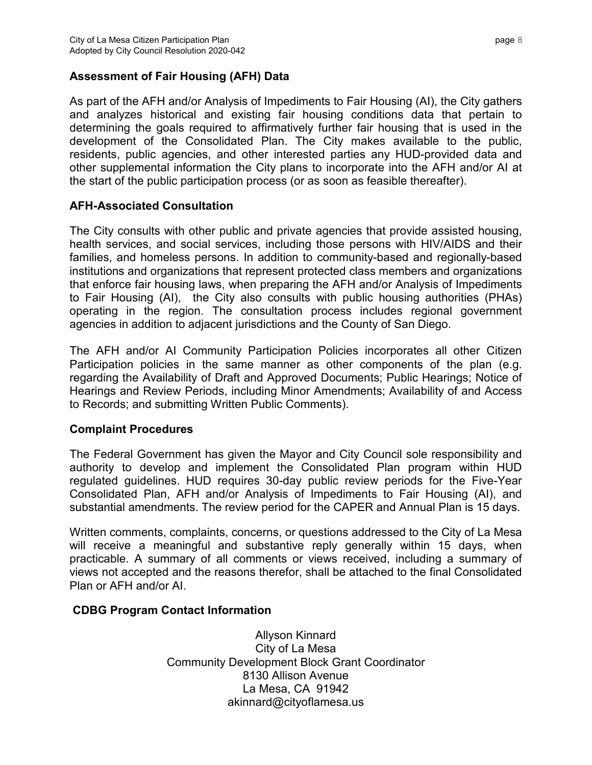## Assessment of Fair Housing (AFH) Data

As part of the AFH and/or Analysis of Impediments to Fair Housing (AI), the City gathers and analyzes historical and existing fair housing conditions data that pertain to determining the goals required to affirmatively further fair housing that is used in the development of the Consolidated Plan. The City makes available to the public, residents, public agencies, and other interested parties any HUD-provided data and other supplemental information the City plans to incorporate into the AFH and/or AI at the start of the public participation process (or as soon as feasible thereafter).

## AFH-Associated Consultation

The City consults with other public and private agencies that provide assisted housing, health services, and social services, including those persons with HIV/AIDS and their families, and homeless persons. In addition to community-based and regionally-based institutions and organizations that represent protected class members and organizations that enforce fair housing laws, when preparing the AFH and/or Analysis of Impediments to Fair Housing (AI), the City also consults with public housing authorities (PHAs) operating in the region. The consultation process includes regional government agencies in addition to adjacent jurisdictions and the County of San Diego.

The AFH and/or AI Community Participation Policies incorporates all other Citizen Participation policies in the same manner as other components of the plan (e.g. regarding the Availability of Draft and Approved Documents; Public Hearings; Notice of Hearings and Review Periods, including Minor Amendments; Availability of and Access to Records; and submitting Written Public Comments).

## Complaint Procedures

The Federal Government has given the Mayor and City Council sole responsibility and authority to develop and implement the Consolidated Plan program within HUD regulated guidelines. HUD requires 30-day public review periods for the Five-Year Consolidated Plan, AFH and/or Analysis of Impediments to Fair Housing (AI), and substantial amendments. The review period for the CAPER and Annual Plan is 15 days.

Written comments, complaints, concerns, or questions addressed to the City of La Mesa will receive a meaningful and substantive reply generally within 15 days, when practicable. A summary of all comments or views received, including a summary of views not accepted and the reasons therefor, shall be attached to the final Consolidated Plan or AFH and/or AI.

## CDBG Program Contact Information

Allyson Kinnard
City of La Mesa
Community Development Block Grant Coordinator
8130 Allison Avenue
La Mesa, CA 91942
akinnard@cityoflamesa.us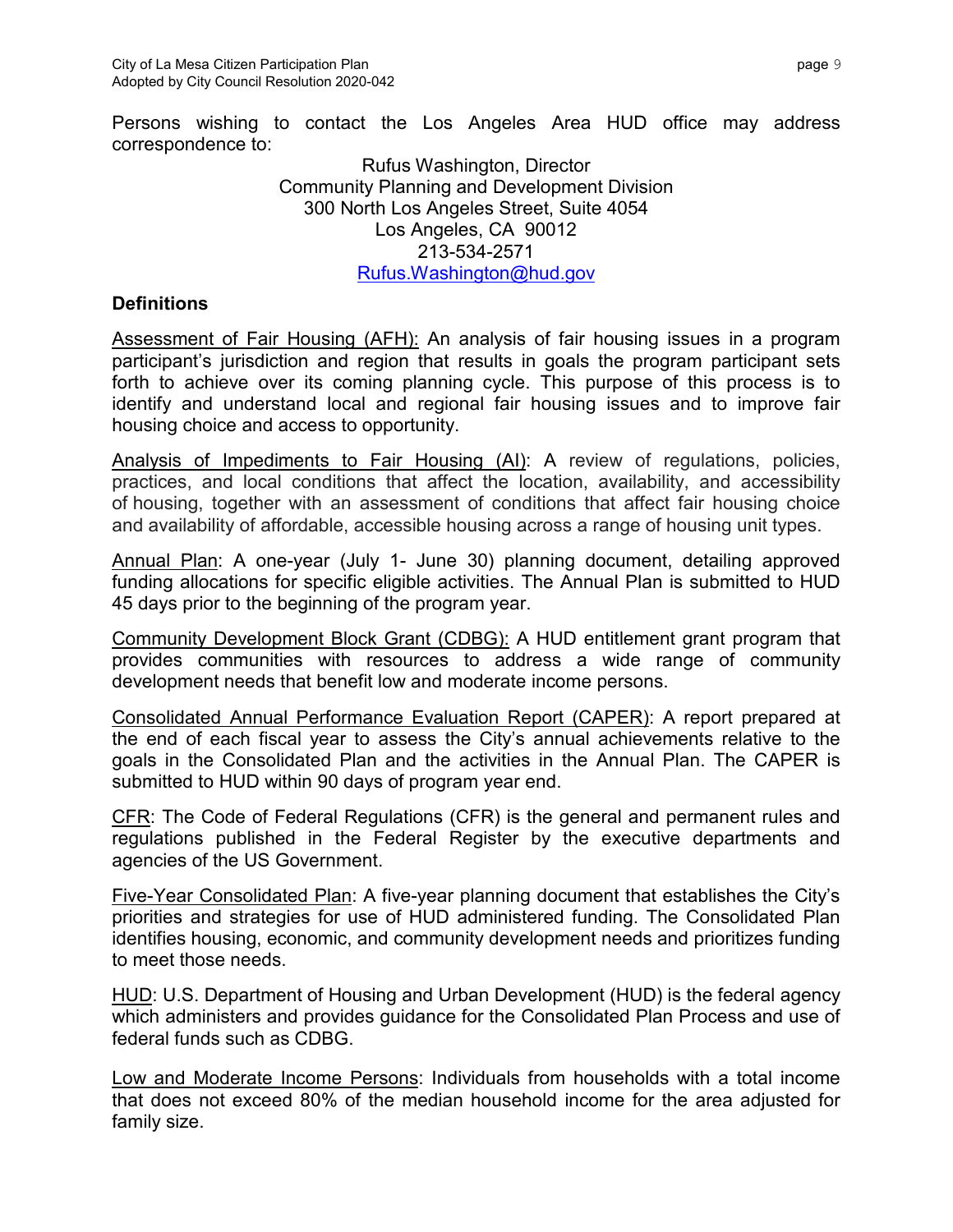Persons wishing to contact the Los Angeles Area HUD office may address correspondence to:

Rufus Washington, Director
Community Planning and Development Division
300 North Los Angeles Street, Suite 4054
Los Angeles, CA 90012
213-534-2571
Rufus.Washington@hud.gov

**Definitions**

Assessment of Fair Housing (AFH): An analysis of fair housing issues in a program participant's jurisdiction and region that results in goals the program participant sets forth to achieve over its coming planning cycle. This purpose of this process is to identify and understand local and regional fair housing issues and to improve fair housing choice and access to opportunity.

Analysis of Impediments to Fair Housing (AI): A review of regulations, policies, practices, and local conditions that affect the location, availability, and accessibility of housing, together with an assessment of conditions that affect fair housing choice and availability of affordable, accessible housing across a range of housing unit types.

Annual Plan: A one-year (July 1- June 30) planning document, detailing approved funding allocations for specific eligible activities. The Annual Plan is submitted to HUD 45 days prior to the beginning of the program year.

Community Development Block Grant (CDBG): A HUD entitlement grant program that provides communities with resources to address a wide range of community development needs that benefit low and moderate income persons.

Consolidated Annual Performance Evaluation Report (CAPER): A report prepared at the end of each fiscal year to assess the City's annual achievements relative to the goals in the Consolidated Plan and the activities in the Annual Plan. The CAPER is submitted to HUD within 90 days of program year end.

CFR: The Code of Federal Regulations (CFR) is the general and permanent rules and regulations published in the Federal Register by the executive departments and agencies of the US Government.

Five-Year Consolidated Plan: A five-year planning document that establishes the City's priorities and strategies for use of HUD administered funding. The Consolidated Plan identifies housing, economic, and community development needs and prioritizes funding to meet those needs.

HUD: U.S. Department of Housing and Urban Development (HUD) is the federal agency which administers and provides guidance for the Consolidated Plan Process and use of federal funds such as CDBG.

Low and Moderate Income Persons: Individuals from households with a total income that does not exceed 80% of the median household income for the area adjusted for family size.